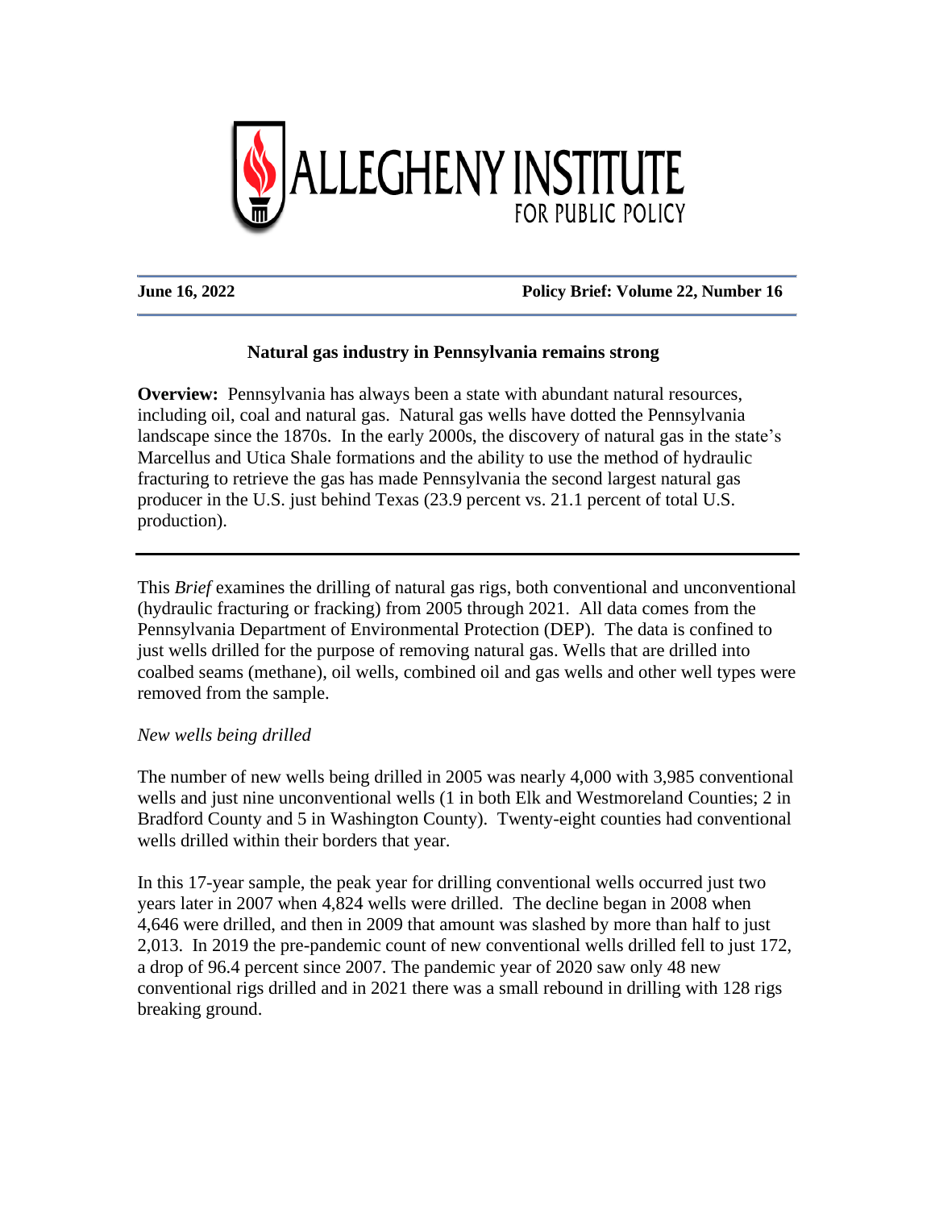# ALLEGHENY INSTITUTE FOR PUBLIC POLICY

**June 16, 2022** **Policy Brief: Volume 22, Number 16**

## Natural gas industry in Pennsylvania remains strong

**Overview:** Pennsylvania has always been a state with abundant natural resources, including oil, coal and natural gas. Natural gas wells have dotted the Pennsylvania landscape since the 1870s. In the early 2000s, the discovery of natural gas in the state's Marcellus and Utica Shale formations and the ability to use the method of hydraulic fracturing to retrieve the gas has made Pennsylvania the second largest natural gas producer in the U.S. just behind Texas (23.9 percent vs. 21.1 percent of total U.S. production).

---

This *Brief* examines the drilling of natural gas rigs, both conventional and unconventional (hydraulic fracturing or fracking) from 2005 through 2021. All data comes from the Pennsylvania Department of Environmental Protection (DEP). The data is confined to just wells drilled for the purpose of removing natural gas. Wells that are drilled into coalbed seams (methane), oil wells, combined oil and gas wells and other well types were removed from the sample.

*New wells being drilled*

The number of new wells being drilled in 2005 was nearly 4,000 with 3,985 conventional wells and just nine unconventional wells (1 in both Elk and Westmoreland Counties; 2 in Bradford County and 5 in Washington County). Twenty-eight counties had conventional wells drilled within their borders that year.

In this 17-year sample, the peak year for drilling conventional wells occurred just two years later in 2007 when 4,824 wells were drilled. The decline began in 2008 when 4,646 were drilled, and then in 2009 that amount was slashed by more than half to just 2,013. In 2019 the pre-pandemic count of new conventional wells drilled fell to just 172, a drop of 96.4 percent since 2007. The pandemic year of 2020 saw only 48 new conventional rigs drilled and in 2021 there was a small rebound in drilling with 128 rigs breaking ground.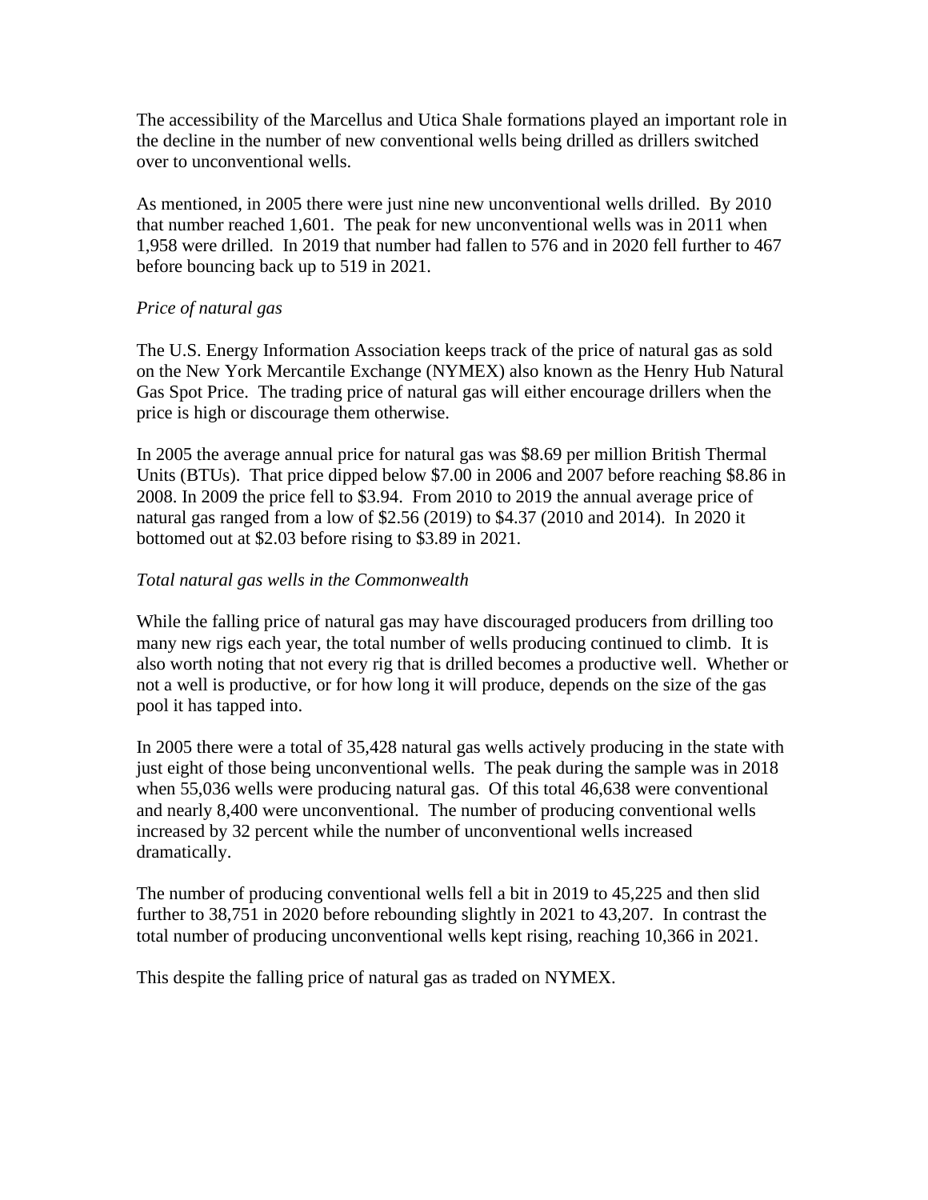The accessibility of the Marcellus and Utica Shale formations played an important role in the decline in the number of new conventional wells being drilled as drillers switched over to unconventional wells.

As mentioned, in 2005 there were just nine new unconventional wells drilled. By 2010 that number reached 1,601. The peak for new unconventional wells was in 2011 when 1,958 were drilled. In 2019 that number had fallen to 576 and in 2020 fell further to 467 before bouncing back up to 519 in 2021.

*Price of natural gas*

The U.S. Energy Information Association keeps track of the price of natural gas as sold on the New York Mercantile Exchange (NYMEX) also known as the Henry Hub Natural Gas Spot Price. The trading price of natural gas will either encourage drillers when the price is high or discourage them otherwise.

In 2005 the average annual price for natural gas was $8.69 per million British Thermal Units (BTUs). That price dipped below $7.00 in 2006 and 2007 before reaching $8.86 in 2008. In 2009 the price fell to $3.94. From 2010 to 2019 the annual average price of natural gas ranged from a low of $2.56 (2019) to $4.37 (2010 and 2014). In 2020 it bottomed out at $2.03 before rising to $3.89 in 2021.

*Total natural gas wells in the Commonwealth*

While the falling price of natural gas may have discouraged producers from drilling too many new rigs each year, the total number of wells producing continued to climb. It is also worth noting that not every rig that is drilled becomes a productive well. Whether or not a well is productive, or for how long it will produce, depends on the size of the gas pool it has tapped into.

In 2005 there were a total of 35,428 natural gas wells actively producing in the state with just eight of those being unconventional wells. The peak during the sample was in 2018 when 55,036 wells were producing natural gas. Of this total 46,638 were conventional and nearly 8,400 were unconventional. The number of producing conventional wells increased by 32 percent while the number of unconventional wells increased dramatically.

The number of producing conventional wells fell a bit in 2019 to 45,225 and then slid further to 38,751 in 2020 before rebounding slightly in 2021 to 43,207. In contrast the total number of producing unconventional wells kept rising, reaching 10,366 in 2021.

This despite the falling price of natural gas as traded on NYMEX.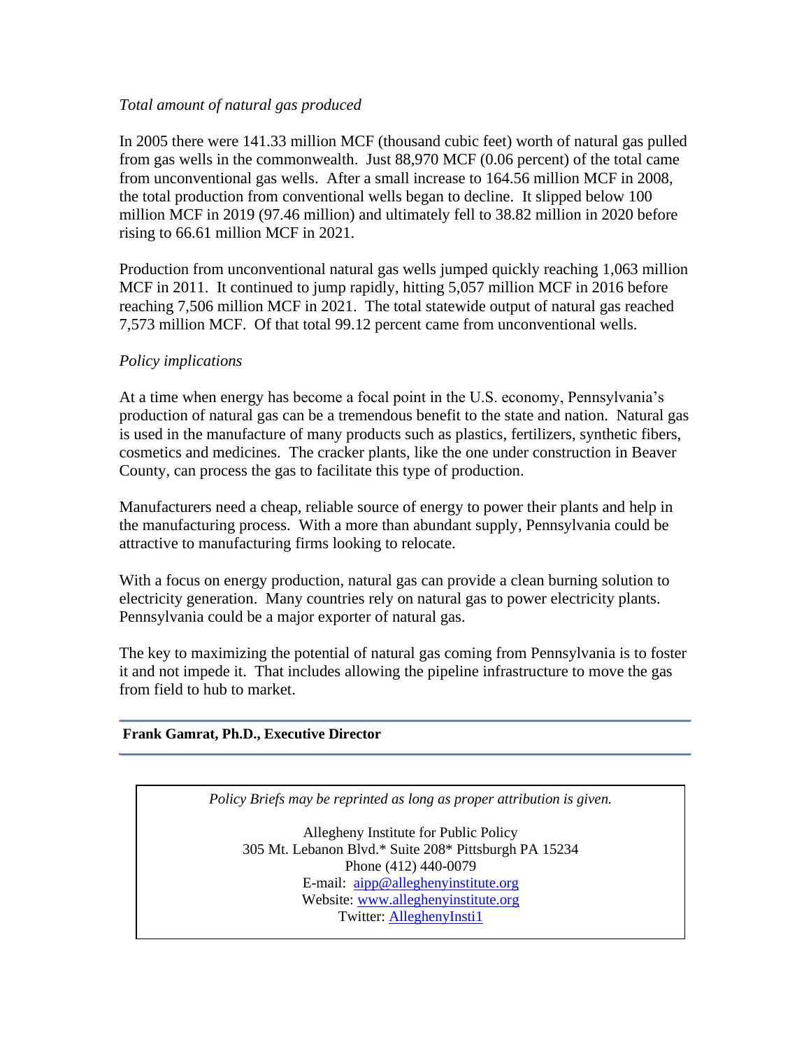*Total amount of natural gas produced*

In 2005 there were 141.33 million MCF (thousand cubic feet) worth of natural gas pulled from gas wells in the commonwealth. Just 88,970 MCF (0.06 percent) of the total came from unconventional gas wells. After a small increase to 164.56 million MCF in 2008, the total production from conventional wells began to decline. It slipped below 100 million MCF in 2019 (97.46 million) and ultimately fell to 38.82 million in 2020 before rising to 66.61 million MCF in 2021.

Production from unconventional natural gas wells jumped quickly reaching 1,063 million MCF in 2011. It continued to jump rapidly, hitting 5,057 million MCF in 2016 before reaching 7,506 million MCF in 2021. The total statewide output of natural gas reached 7,573 million MCF. Of that total 99.12 percent came from unconventional wells.

*Policy implications*

At a time when energy has become a focal point in the U.S. economy, Pennsylvania's production of natural gas can be a tremendous benefit to the state and nation. Natural gas is used in the manufacture of many products such as plastics, fertilizers, synthetic fibers, cosmetics and medicines. The cracker plants, like the one under construction in Beaver County, can process the gas to facilitate this type of production.

Manufacturers need a cheap, reliable source of energy to power their plants and help in the manufacturing process. With a more than abundant supply, Pennsylvania could be attractive to manufacturing firms looking to relocate.

With a focus on energy production, natural gas can provide a clean burning solution to electricity generation. Many countries rely on natural gas to power electricity plants. Pennsylvania could be a major exporter of natural gas.

The key to maximizing the potential of natural gas coming from Pennsylvania is to foster it and not impede it. That includes allowing the pipeline infrastructure to move the gas from field to hub to market.

---

**Frank Gamrat, Ph.D., Executive Director**

---

*Policy Briefs may be reprinted as long as proper attribution is given.*

Allegheny Institute for Public Policy
305 Mt. Lebanon Blvd.* Suite 208* Pittsburgh PA 15234
Phone (412) 440-0079
E-mail: aipp@alleghenyinstitute.org
Website: www.alleghenyinstitute.org
Twitter: AlleghenyInsti1